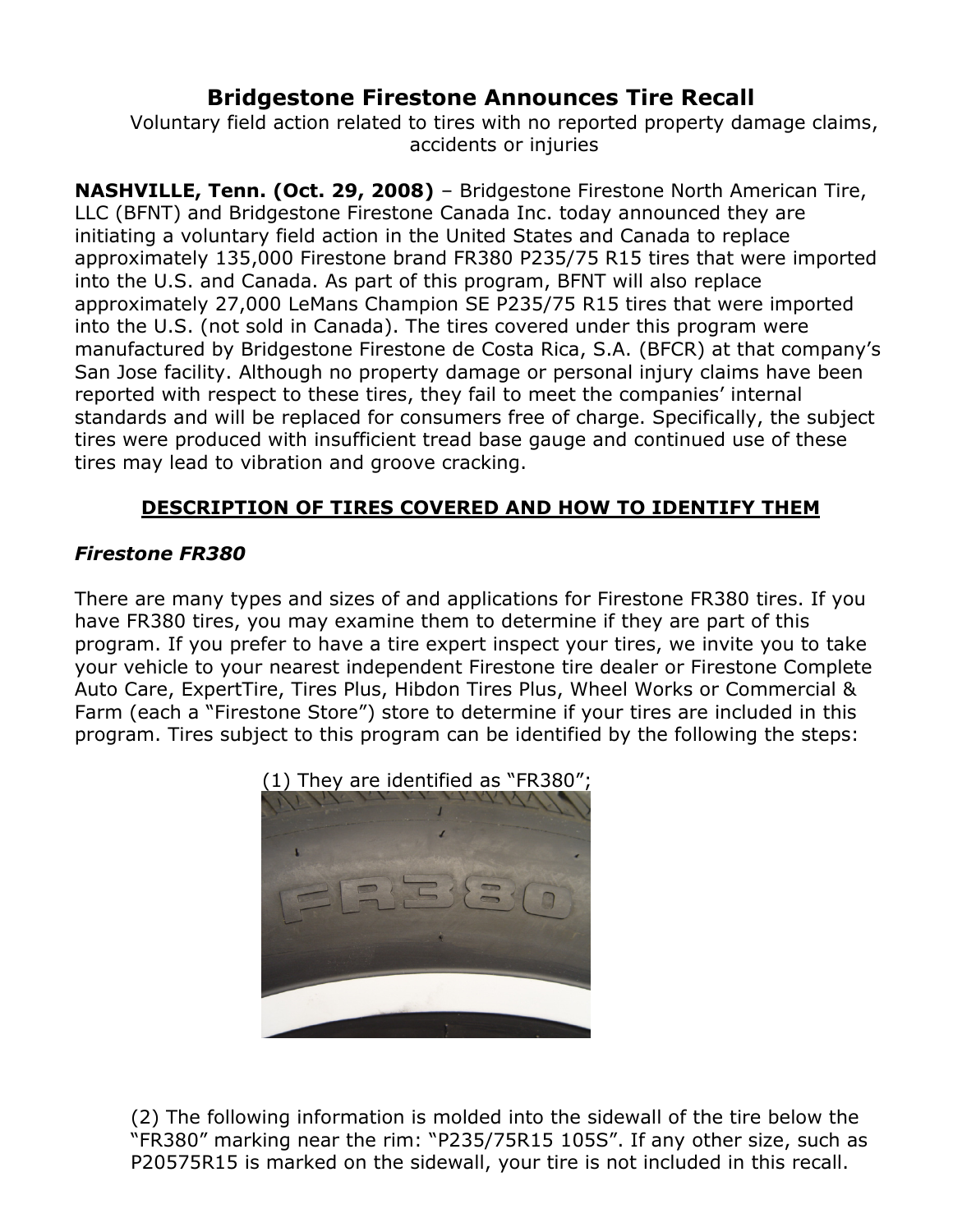# Bridgestone Firestone Announces Tire Recall

Voluntary field action related to tires with no reported property damage claims, accidents or injuries

**NASHVILLE, Tenn. (Oct. 29, 2008)** – Bridgestone Firestone North American Tire, LLC (BFNT) and Bridgestone Firestone Canada Inc. today announced they are initiating a voluntary field action in the United States and Canada to replace approximately 135,000 Firestone brand FR380 P235/75 R15 tires that were imported into the U.S. and Canada. As part of this program, BFNT will also replace approximately 27,000 LeMans Champion SE P235/75 R15 tires that were imported into the U.S. (not sold in Canada). The tires covered under this program were manufactured by Bridgestone Firestone de Costa Rica, S.A. (BFCR) at that company's San Jose facility. Although no property damage or personal injury claims have been reported with respect to these tires, they fail to meet the companies' internal standards and will be replaced for consumers free of charge. Specifically, the subject tires were produced with insufficient tread base gauge and continued use of these tires may lead to vibration and groove cracking.

## DESCRIPTION OF TIRES COVERED AND HOW TO IDENTIFY THEM

### *Firestone FR380*

There are many types and sizes of and applications for Firestone FR380 tires. If you have FR380 tires, you may examine them to determine if they are part of this program. If you prefer to have a tire expert inspect your tires, we invite you to take your vehicle to your nearest independent Firestone tire dealer or Firestone Complete Auto Care, ExpertTire, Tires Plus, Hibdon Tires Plus, Wheel Works or Commercial & Farm (each a "Firestone Store") store to determine if your tires are included in this program. Tires subject to this program can be identified by the following the steps:

(1) They are identified as "FR380";

(2) The following information is molded into the sidewall of the tire below the "FR380" marking near the rim: "P235/75R15 105S". If any other size, such as P20575R15 is marked on the sidewall, your tire is not included in this recall.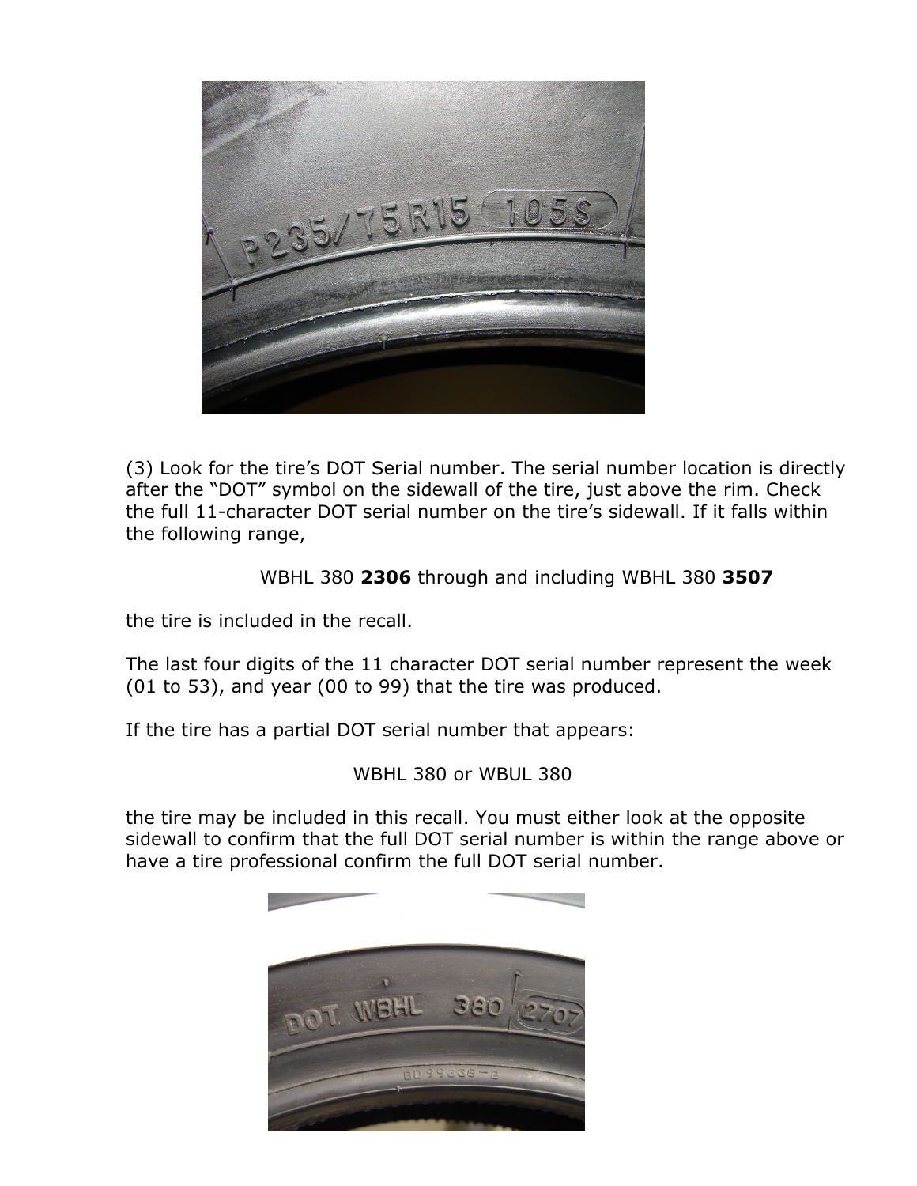(3) Look for the tire's DOT Serial number. The serial number location is directly after the "DOT" symbol on the sidewall of the tire, just above the rim. Check the full 11-character DOT serial number on the tire's sidewall. If it falls within the following range,

WBHL 380 **2306** through and including WBHL 380 **3507**

the tire is included in the recall.

The last four digits of the 11 character DOT serial number represent the week (01 to 53), and year (00 to 99) that the tire was produced.

If the tire has a partial DOT serial number that appears:

WBHL 380 or WBUL 380

the tire may be included in this recall. You must either look at the opposite sidewall to confirm that the full DOT serial number is within the range above or have a tire professional confirm the full DOT serial number.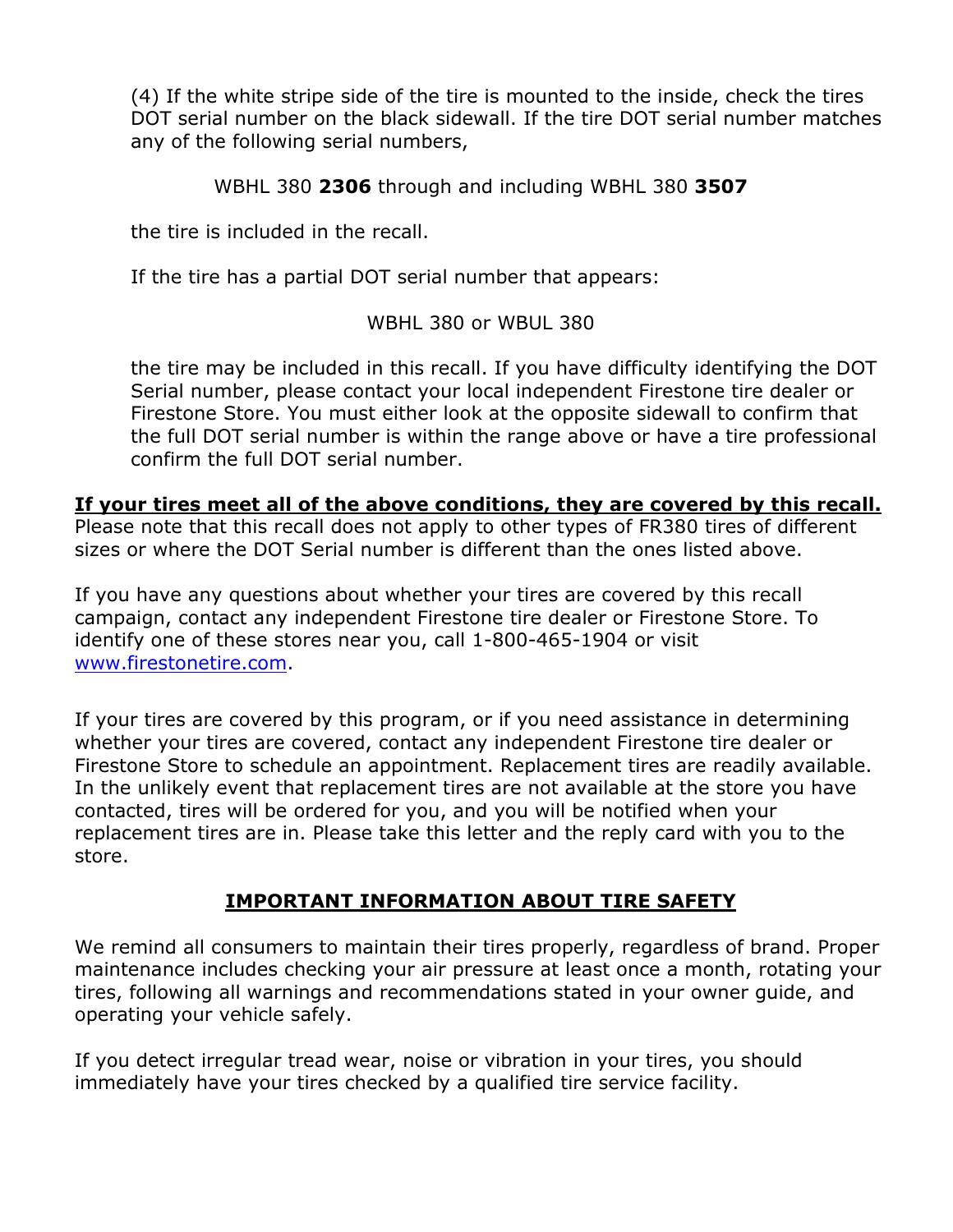(4) If the white stripe side of the tire is mounted to the inside, check the tires DOT serial number on the black sidewall. If the tire DOT serial number matches any of the following serial numbers,

WBHL 380 **2306** through and including WBHL 380 **3507**

the tire is included in the recall.

If the tire has a partial DOT serial number that appears:

WBHL 380 or WBUL 380

the tire may be included in this recall. If you have difficulty identifying the DOT Serial number, please contact your local independent Firestone tire dealer or Firestone Store. You must either look at the opposite sidewall to confirm that the full DOT serial number is within the range above or have a tire professional confirm the full DOT serial number.

**If your tires meet all of the above conditions, they are covered by this recall.** Please note that this recall does not apply to other types of FR380 tires of different sizes or where the DOT Serial number is different than the ones listed above.

If you have any questions about whether your tires are covered by this recall campaign, contact any independent Firestone tire dealer or Firestone Store. To identify one of these stores near you, call 1-800-465-1904 or visit [www.firestonetire.com](http://www.firestonetire.com).

If your tires are covered by this program, or if you need assistance in determining whether your tires are covered, contact any independent Firestone tire dealer or Firestone Store to schedule an appointment. Replacement tires are readily available. In the unlikely event that replacement tires are not available at the store you have contacted, tires will be ordered for you, and you will be notified when your replacement tires are in. Please take this letter and the reply card with you to the store.

## IMPORTANT INFORMATION ABOUT TIRE SAFETY

We remind all consumers to maintain their tires properly, regardless of brand. Proper maintenance includes checking your air pressure at least once a month, rotating your tires, following all warnings and recommendations stated in your owner guide, and operating your vehicle safely.

If you detect irregular tread wear, noise or vibration in your tires, you should immediately have your tires checked by a qualified tire service facility.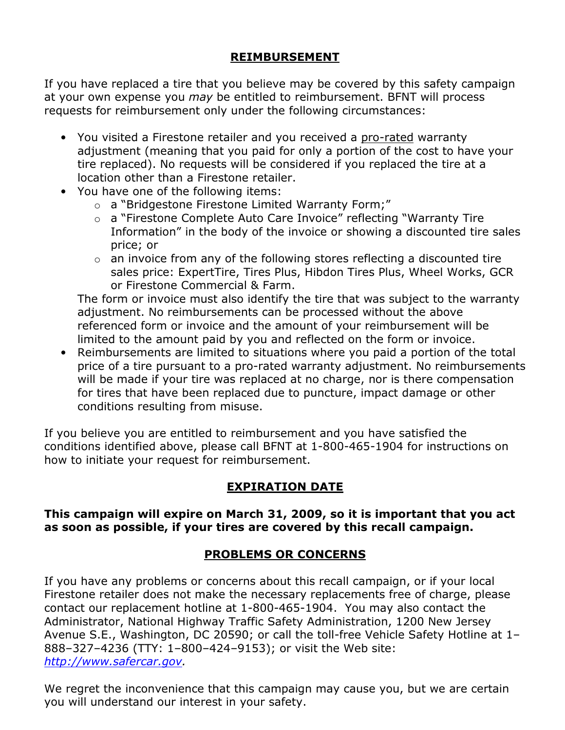## REIMBURSEMENT

If you have replaced a tire that you believe may be covered by this safety campaign at your own expense you *may* be entitled to reimbursement. BFNT will process requests for reimbursement only under the following circumstances:

- You visited a Firestone retailer and you received a <u>pro-rated</u> warranty adjustment (meaning that you paid for only a portion of the cost to have your tire replaced). No requests will be considered if you replaced the tire at a location other than a Firestone retailer.
- You have one of the following items:
  - a "Bridgestone Firestone Limited Warranty Form;"
  - a "Firestone Complete Auto Care Invoice" reflecting "Warranty Tire Information" in the body of the invoice or showing a discounted tire sales price; or
  - an invoice from any of the following stores reflecting a discounted tire sales price: ExpertTire, Tires Plus, Hibdon Tires Plus, Wheel Works, GCR or Firestone Commercial & Farm.

  The form or invoice must also identify the tire that was subject to the warranty adjustment. No reimbursements can be processed without the above referenced form or invoice and the amount of your reimbursement will be limited to the amount paid by you and reflected on the form or invoice.
- Reimbursements are limited to situations where you paid a portion of the total price of a tire pursuant to a pro-rated warranty adjustment. No reimbursements will be made if your tire was replaced at no charge, nor is there compensation for tires that have been replaced due to puncture, impact damage or other conditions resulting from misuse.

If you believe you are entitled to reimbursement and you have satisfied the conditions identified above, please call BFNT at 1-800-465-1904 for instructions on how to initiate your request for reimbursement.

## EXPIRATION DATE

**This campaign will expire on March 31, 2009, so it is important that you act as soon as possible, if your tires are covered by this recall campaign.**

## PROBLEMS OR CONCERNS

If you have any problems or concerns about this recall campaign, or if your local Firestone retailer does not make the necessary replacements free of charge, please contact our replacement hotline at 1-800-465-1904. You may also contact the Administrator, National Highway Traffic Safety Administration, 1200 New Jersey Avenue S.E., Washington, DC 20590; or call the toll-free Vehicle Safety Hotline at 1–888–327–4236 (TTY: 1–800–424–9153); or visit the Web site: *http://www.safercar.gov.*

We regret the inconvenience that this campaign may cause you, but we are certain you will understand our interest in your safety.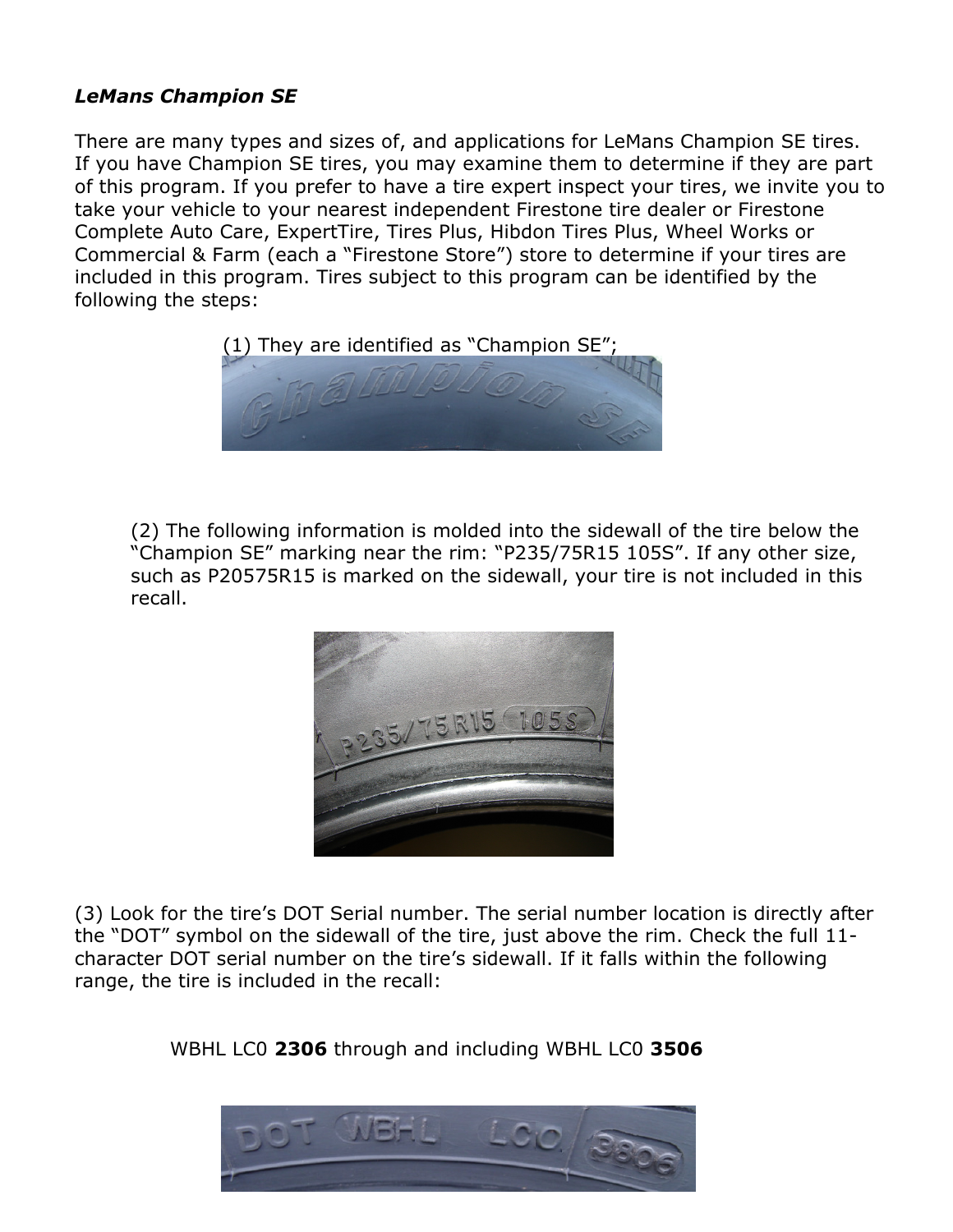*LeMans Champion SE*

There are many types and sizes of, and applications for LeMans Champion SE tires. If you have Champion SE tires, you may examine them to determine if they are part of this program. If you prefer to have a tire expert inspect your tires, we invite you to take your vehicle to your nearest independent Firestone tire dealer or Firestone Complete Auto Care, ExpertTire, Tires Plus, Hibdon Tires Plus, Wheel Works or Commercial & Farm (each a "Firestone Store") store to determine if your tires are included in this program. Tires subject to this program can be identified by the following the steps:

(1) They are identified as "Champion SE";

(2) The following information is molded into the sidewall of the tire below the "Champion SE" marking near the rim: "P235/75R15 105S". If any other size, such as P20575R15 is marked on the sidewall, your tire is not included in this recall.

(3) Look for the tire's DOT Serial number. The serial number location is directly after the "DOT" symbol on the sidewall of the tire, just above the rim. Check the full 11-character DOT serial number on the tire's sidewall. If it falls within the following range, the tire is included in the recall:

WBHL LC0 **2306** through and including WBHL LC0 **3506**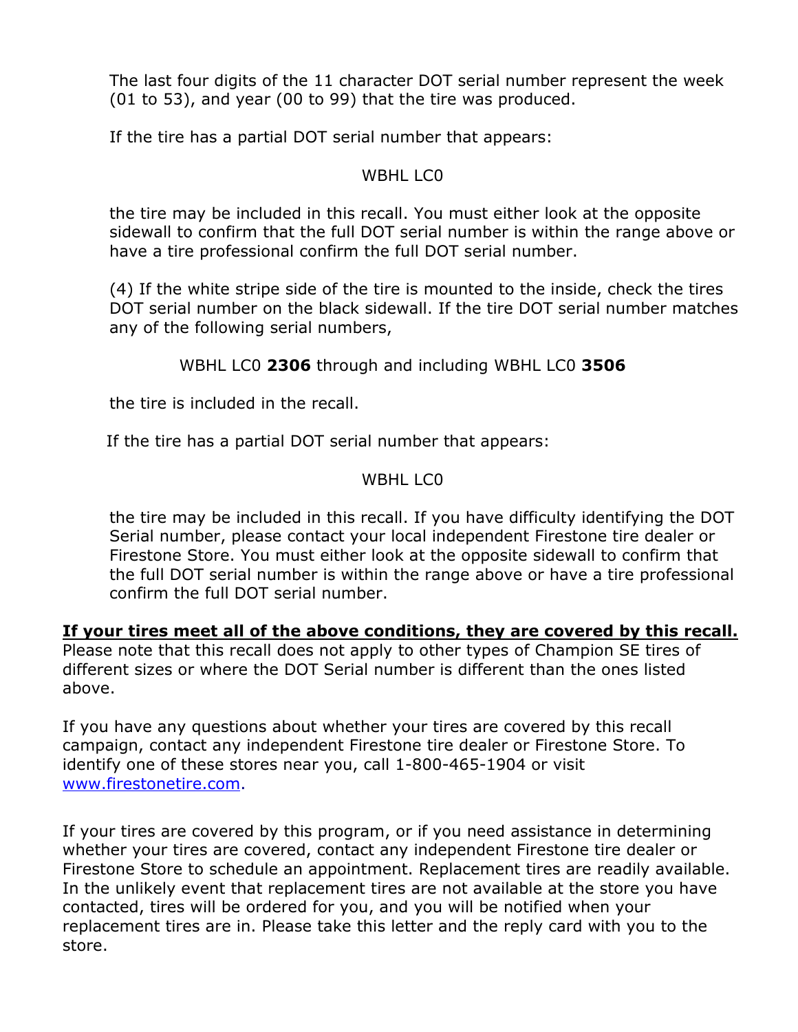The last four digits of the 11 character DOT serial number represent the week (01 to 53), and year (00 to 99) that the tire was produced.

If the tire has a partial DOT serial number that appears:

WBHL LC0

the tire may be included in this recall. You must either look at the opposite sidewall to confirm that the full DOT serial number is within the range above or have a tire professional confirm the full DOT serial number.

(4) If the white stripe side of the tire is mounted to the inside, check the tires DOT serial number on the black sidewall. If the tire DOT serial number matches any of the following serial numbers,

WBHL LC0 **2306** through and including WBHL LC0 **3506**

the tire is included in the recall.

If the tire has a partial DOT serial number that appears:

WBHL LC0

the tire may be included in this recall. If you have difficulty identifying the DOT Serial number, please contact your local independent Firestone tire dealer or Firestone Store. You must either look at the opposite sidewall to confirm that the full DOT serial number is within the range above or have a tire professional confirm the full DOT serial number.

**If your tires meet all of the above conditions, they are covered by this recall.** Please note that this recall does not apply to other types of Champion SE tires of different sizes or where the DOT Serial number is different than the ones listed above.

If you have any questions about whether your tires are covered by this recall campaign, contact any independent Firestone tire dealer or Firestone Store. To identify one of these stores near you, call 1-800-465-1904 or visit www.firestonetire.com.

If your tires are covered by this program, or if you need assistance in determining whether your tires are covered, contact any independent Firestone tire dealer or Firestone Store to schedule an appointment. Replacement tires are readily available. In the unlikely event that replacement tires are not available at the store you have contacted, tires will be ordered for you, and you will be notified when your replacement tires are in. Please take this letter and the reply card with you to the store.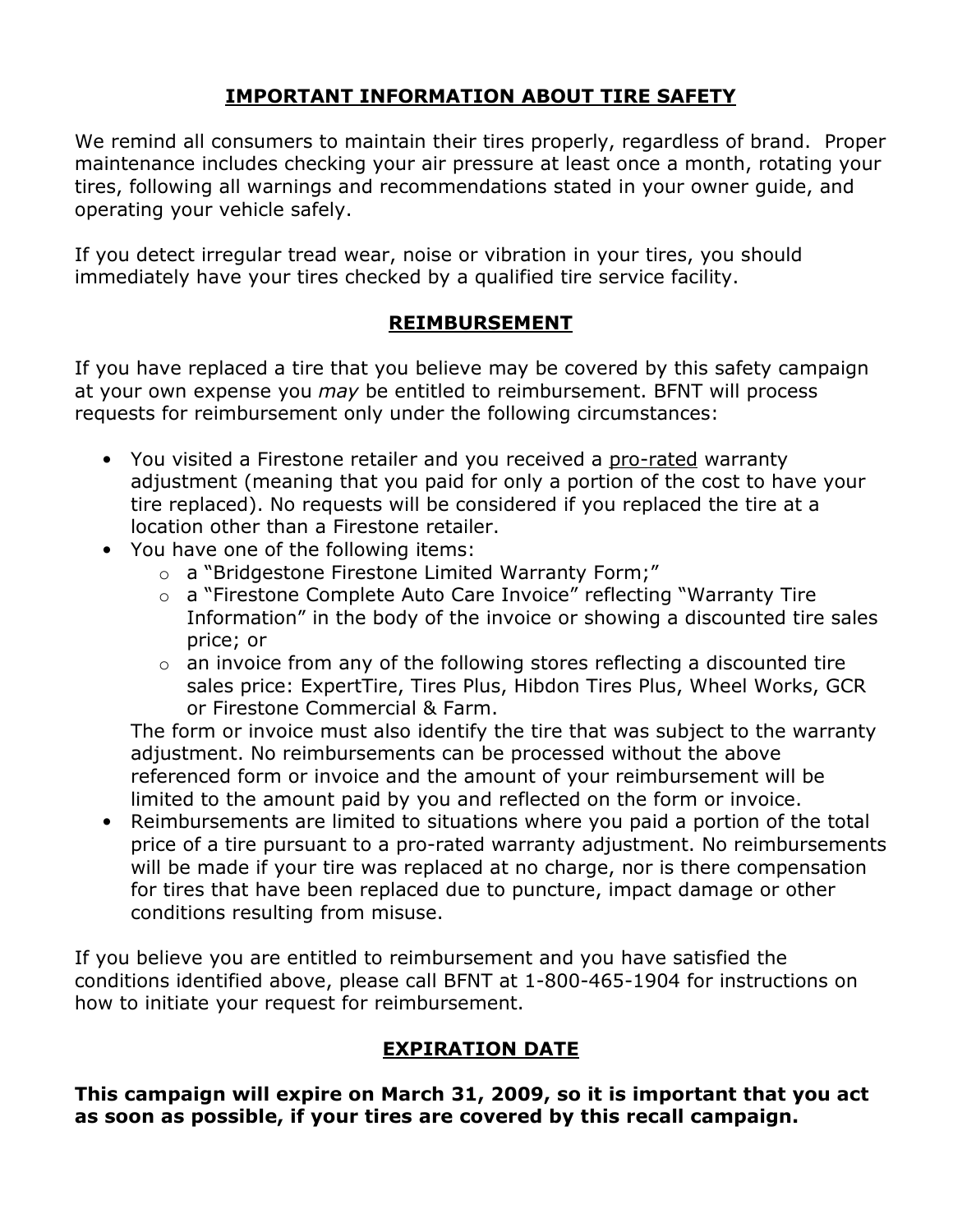## **IMPORTANT INFORMATION ABOUT TIRE SAFETY**

We remind all consumers to maintain their tires properly, regardless of brand. Proper maintenance includes checking your air pressure at least once a month, rotating your tires, following all warnings and recommendations stated in your owner guide, and operating your vehicle safely.

If you detect irregular tread wear, noise or vibration in your tires, you should immediately have your tires checked by a qualified tire service facility.

## **REIMBURSEMENT**

If you have replaced a tire that you believe may be covered by this safety campaign at your own expense you *may* be entitled to reimbursement. BFNT will process requests for reimbursement only under the following circumstances:

- You visited a Firestone retailer and you received a <u>pro-rated</u> warranty adjustment (meaning that you paid for only a portion of the cost to have your tire replaced). No requests will be considered if you replaced the tire at a location other than a Firestone retailer.
- You have one of the following items:
    - a "Bridgestone Firestone Limited Warranty Form;"
    - a "Firestone Complete Auto Care Invoice" reflecting "Warranty Tire Information" in the body of the invoice or showing a discounted tire sales price; or
    - an invoice from any of the following stores reflecting a discounted tire sales price: ExpertTire, Tires Plus, Hibdon Tires Plus, Wheel Works, GCR or Firestone Commercial & Farm.

  The form or invoice must also identify the tire that was subject to the warranty adjustment. No reimbursements can be processed without the above referenced form or invoice and the amount of your reimbursement will be limited to the amount paid by you and reflected on the form or invoice.
- Reimbursements are limited to situations where you paid a portion of the total price of a tire pursuant to a pro-rated warranty adjustment. No reimbursements will be made if your tire was replaced at no charge, nor is there compensation for tires that have been replaced due to puncture, impact damage or other conditions resulting from misuse.

If you believe you are entitled to reimbursement and you have satisfied the conditions identified above, please call BFNT at 1-800-465-1904 for instructions on how to initiate your request for reimbursement.

## **EXPIRATION DATE**

**This campaign will expire on March 31, 2009, so it is important that you act as soon as possible, if your tires are covered by this recall campaign.**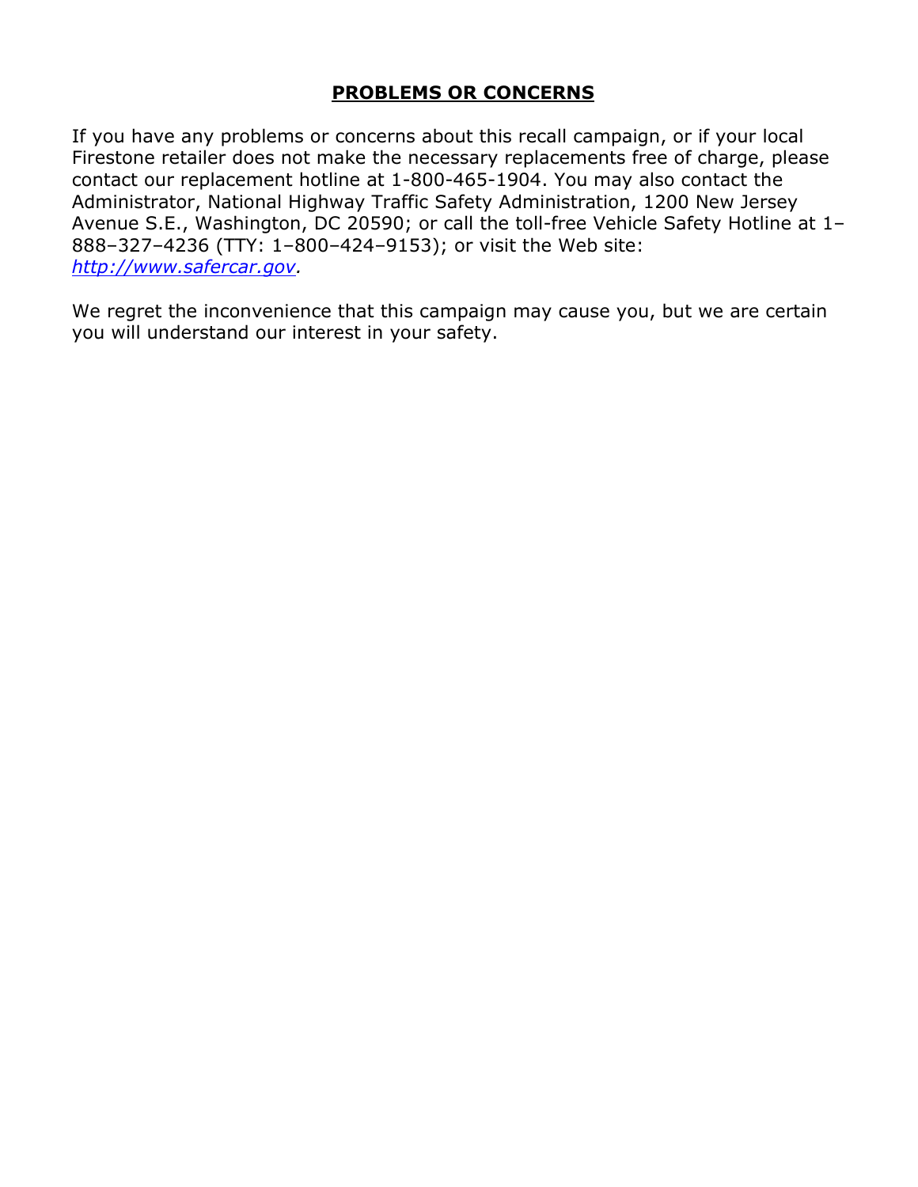## PROBLEMS OR CONCERNS

If you have any problems or concerns about this recall campaign, or if your local Firestone retailer does not make the necessary replacements free of charge, please contact our replacement hotline at 1-800-465-1904. You may also contact the Administrator, National Highway Traffic Safety Administration, 1200 New Jersey Avenue S.E., Washington, DC 20590; or call the toll-free Vehicle Safety Hotline at 1–888–327–4236 (TTY: 1–800–424–9153); or visit the Web site: *http://www.safercar.gov*.

We regret the inconvenience that this campaign may cause you, but we are certain you will understand our interest in your safety.